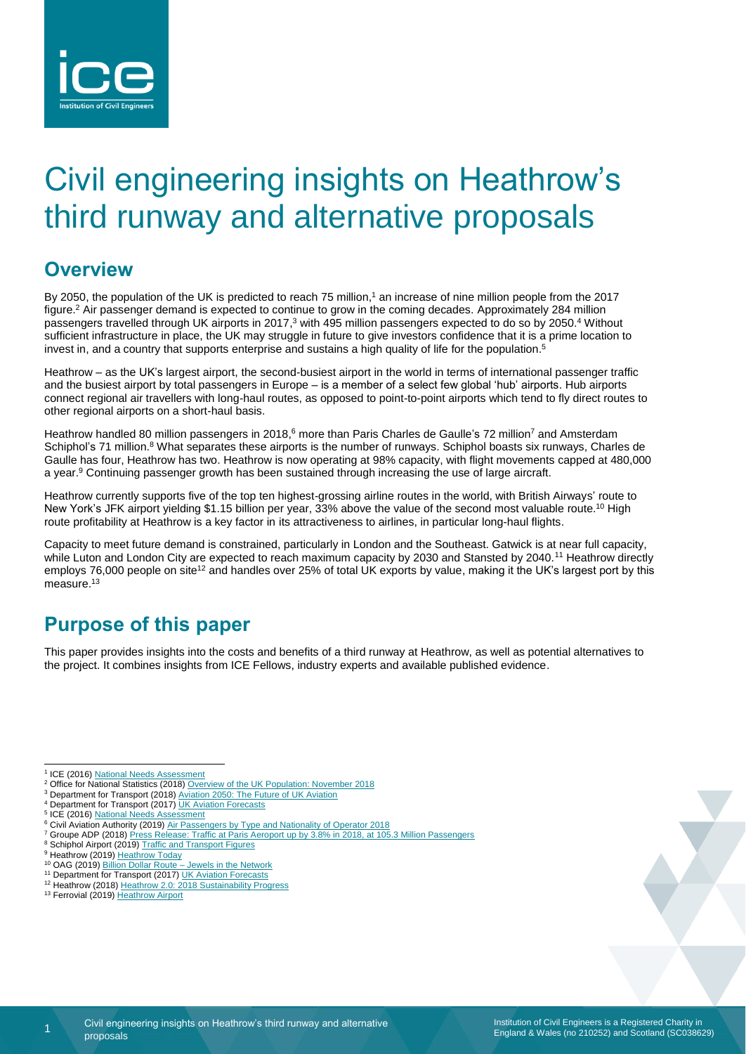# Civil engineering insights on Heathrow's third runway and alternative proposals

## Overview

By 2050, the population of the UK is predicted to reach 75 million,[1] an increase of nine million people from the 2017 figure.[2] Air passenger demand is expected to continue to grow in the coming decades. Approximately 284 million passengers travelled through UK airports in 2017,[3] with 495 million passengers expected to do so by 2050.[4] Without sufficient infrastructure in place, the UK may struggle in future to give investors confidence that it is a prime location to invest in, and a country that supports enterprise and sustains a high quality of life for the population.[5]

Heathrow – as the UK's largest airport, the second-busiest airport in the world in terms of international passenger traffic and the busiest airport by total passengers in Europe – is a member of a select few global 'hub' airports. Hub airports connect regional air travellers with long-haul routes, as opposed to point-to-point airports which tend to fly direct routes to other regional airports on a short-haul basis.

Heathrow handled 80 million passengers in 2018,[6] more than Paris Charles de Gaulle's 72 million[7] and Amsterdam Schiphol's 71 million.[8] What separates these airports is the number of runways. Schiphol boasts six runways, Charles de Gaulle has four, Heathrow has two. Heathrow is now operating at 98% capacity, with flight movements capped at 480,000 a year.[9] Continuing passenger growth has been sustained through increasing the use of large aircraft.

Heathrow currently supports five of the top ten highest-grossing airline routes in the world, with British Airways' route to New York's JFK airport yielding $1.15 billion per year, 33% above the value of the second most valuable route.[10] High route profitability at Heathrow is a key factor in its attractiveness to airlines, in particular long-haul flights.

Capacity to meet future demand is constrained, particularly in London and the Southeast. Gatwick is at near full capacity, while Luton and London City are expected to reach maximum capacity by 2030 and Stansted by 2040.[11] Heathrow directly employs 76,000 people on site[12] and handles over 25% of total UK exports by value, making it the UK's largest port by this measure.[13]

## Purpose of this paper

This paper provides insights into the costs and benefits of a third runway at Heathrow, as well as potential alternatives to the project. It combines insights from ICE Fellows, industry experts and available published evidence.

---

[1] ICE (2016) National Needs Assessment
[2] Office for National Statistics (2018) Overview of the UK Population: November 2018
[3] Department for Transport (2018) Aviation 2050: The Future of UK Aviation
[4] Department for Transport (2017) UK Aviation Forecasts
[5] ICE (2016) National Needs Assessment
[6] Civil Aviation Authority (2019) Air Passengers by Type and Nationality of Operator 2018
[7] Groupe ADP (2018) Press Release: Traffic at Paris Aeroport up by 3.8% in 2018, at 105.3 Million Passengers
[8] Schiphol Airport (2019) Traffic and Transport Figures
[9] Heathrow (2019) Heathrow Today
[10] OAG (2019) Billion Dollar Route – Jewels in the Network
[11] Department for Transport (2017) UK Aviation Forecasts
[12] Heathrow (2018) Heathrow 2.0: 2018 Sustainability Progress
[13] Ferrovial (2019) Heathrow Airport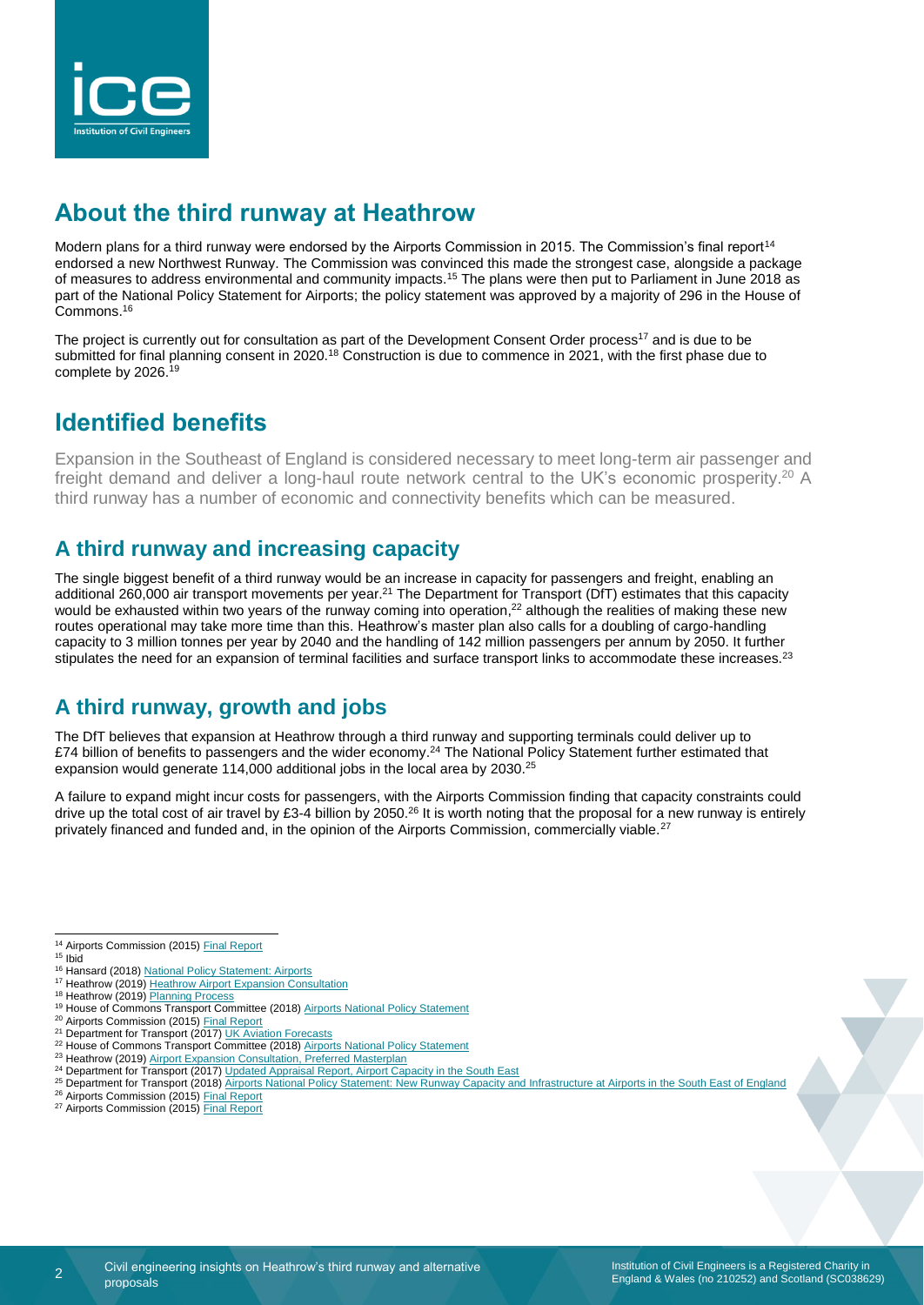## About the third runway at Heathrow

Modern plans for a third runway were endorsed by the Airports Commission in 2015. The Commission's final report[14] endorsed a new Northwest Runway. The Commission was convinced this made the strongest case, alongside a package of measures to address environmental and community impacts.[15] The plans were then put to Parliament in June 2018 as part of the National Policy Statement for Airports; the policy statement was approved by a majority of 296 in the House of Commons.[16]

The project is currently out for consultation as part of the Development Consent Order process[17] and is due to be submitted for final planning consent in 2020.[18] Construction is due to commence in 2021, with the first phase due to complete by 2026.[19]

## Identified benefits

Expansion in the Southeast of England is considered necessary to meet long-term air passenger and freight demand and deliver a long-haul route network central to the UK's economic prosperity.[20] A third runway has a number of economic and connectivity benefits which can be measured.

### A third runway and increasing capacity

The single biggest benefit of a third runway would be an increase in capacity for passengers and freight, enabling an additional 260,000 air transport movements per year.[21] The Department for Transport (DfT) estimates that this capacity would be exhausted within two years of the runway coming into operation,[22] although the realities of making these new routes operational may take more time than this. Heathrow's master plan also calls for a doubling of cargo-handling capacity to 3 million tonnes per year by 2040 and the handling of 142 million passengers per annum by 2050. It further stipulates the need for an expansion of terminal facilities and surface transport links to accommodate these increases.[23]

### A third runway, growth and jobs

The DfT believes that expansion at Heathrow through a third runway and supporting terminals could deliver up to £74 billion of benefits to passengers and the wider economy.[24] The National Policy Statement further estimated that expansion would generate 114,000 additional jobs in the local area by 2030.[25]

A failure to expand might incur costs for passengers, with the Airports Commission finding that capacity constraints could drive up the total cost of air travel by £3-4 billion by 2050.[26] It is worth noting that the proposal for a new runway is entirely privately financed and funded and, in the opinion of the Airports Commission, commercially viable.[27]

---

[14] Airports Commission (2015) Final Report
[15] Ibid
[16] Hansard (2018) National Policy Statement: Airports
[17] Heathrow (2019) Heathrow Airport Expansion Consultation
[18] Heathrow (2019) Planning Process
[19] House of Commons Transport Committee (2018) Airports National Policy Statement
[20] Airports Commission (2015) Final Report
[21] Department for Transport (2017) UK Aviation Forecasts
[22] House of Commons Transport Committee (2018) Airports National Policy Statement
[23] Heathrow (2019) Airport Expansion Consultation, Preferred Masterplan
[24] Department for Transport (2017) Updated Appraisal Report, Airport Capacity in the South East
[25] Department for Transport (2018) Airports National Policy Statement: New Runway Capacity and Infrastructure at Airports in the South East of England
[26] Airports Commission (2015) Final Report
[27] Airports Commission (2015) Final Report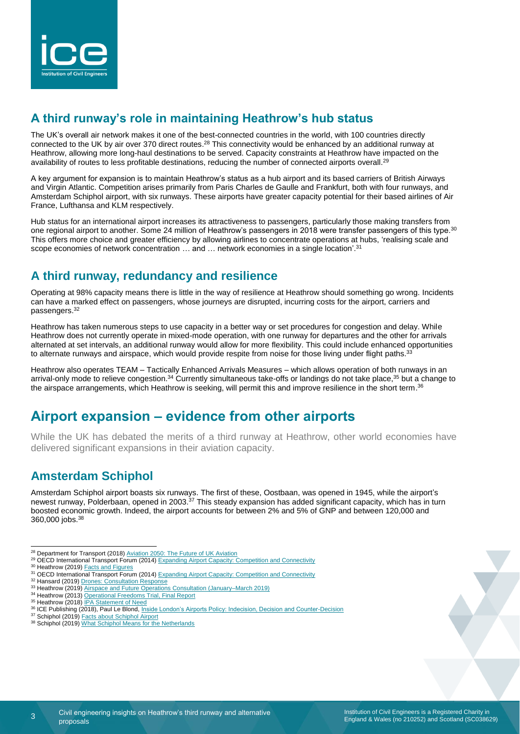## A third runway's role in maintaining Heathrow's hub status

The UK's overall air network makes it one of the best-connected countries in the world, with 100 countries directly connected to the UK by air over 370 direct routes.[28] This connectivity would be enhanced by an additional runway at Heathrow, allowing more long-haul destinations to be served. Capacity constraints at Heathrow have impacted on the availability of routes to less profitable destinations, reducing the number of connected airports overall.[29]

A key argument for expansion is to maintain Heathrow's status as a hub airport and its based carriers of British Airways and Virgin Atlantic. Competition arises primarily from Paris Charles de Gaulle and Frankfurt, both with four runways, and Amsterdam Schiphol airport, with six runways. These airports have greater capacity potential for their based airlines of Air France, Lufthansa and KLM respectively.

Hub status for an international airport increases its attractiveness to passengers, particularly those making transfers from one regional airport to another. Some 24 million of Heathrow's passengers in 2018 were transfer passengers of this type.[30] This offers more choice and greater efficiency by allowing airlines to concentrate operations at hubs, 'realising scale and scope economies of network concentration … and … network economies in a single location'.[31]

## A third runway, redundancy and resilience

Operating at 98% capacity means there is little in the way of resilience at Heathrow should something go wrong. Incidents can have a marked effect on passengers, whose journeys are disrupted, incurring costs for the airport, carriers and passengers.[32]

Heathrow has taken numerous steps to use capacity in a better way or set procedures for congestion and delay. While Heathrow does not currently operate in mixed-mode operation, with one runway for departures and the other for arrivals alternated at set intervals, an additional runway would allow for more flexibility. This could include enhanced opportunities to alternate runways and airspace, which would provide respite from noise for those living under flight paths.[33]

Heathrow also operates TEAM – Tactically Enhanced Arrivals Measures – which allows operation of both runways in an arrival-only mode to relieve congestion.[34] Currently simultaneous take-offs or landings do not take place,[35] but a change to the airspace arrangements, which Heathrow is seeking, will permit this and improve resilience in the short term.[36]

# Airport expansion – evidence from other airports

While the UK has debated the merits of a third runway at Heathrow, other world economies have delivered significant expansions in their aviation capacity.

## Amsterdam Schiphol

Amsterdam Schiphol airport boasts six runways. The first of these, Oostbaan, was opened in 1945, while the airport's newest runway, Polderbaan, opened in 2003.[37] This steady expansion has added significant capacity, which has in turn boosted economic growth. Indeed, the airport accounts for between 2% and 5% of GNP and between 120,000 and 360,000 jobs.[38]

---

[28] Department for Transport (2018) Aviation 2050: The Future of UK Aviation
[29] OECD International Transport Forum (2014) Expanding Airport Capacity: Competition and Connectivity
[30] Heathrow (2019) Facts and Figures
[31] OECD International Transport Forum (2014) Expanding Airport Capacity: Competition and Connectivity
[32] Hansard (2019) Drones: Consultation Response
[33] Heathrow (2019) Airspace and Future Operations Consultation (January–March 2019)
[34] Heathrow (2013) Operational Freedoms Trial, Final Report
[35] Heathrow (2018) IPA Statement of Need
[36] ICE Publishing (2018), Paul Le Blond, Inside London's Airports Policy: Indecision, Decision and Counter-Decision
[37] Schiphol (2019) Facts about Schiphol Airport
[38] Schiphol (2019) What Schiphol Means for the Netherlands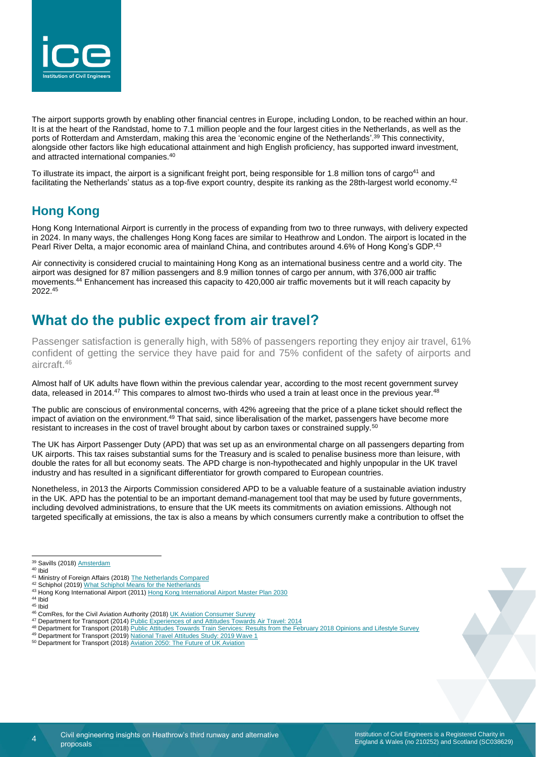The airport supports growth by enabling other financial centres in Europe, including London, to be reached within an hour. It is at the heart of the Randstad, home to 7.1 million people and the four largest cities in the Netherlands, as well as the ports of Rotterdam and Amsterdam, making this area the 'economic engine of the Netherlands'.[39] This connectivity, alongside other factors like high educational attainment and high English proficiency, has supported inward investment, and attracted international companies.[40]

To illustrate its impact, the airport is a significant freight port, being responsible for 1.8 million tons of cargo[41] and facilitating the Netherlands' status as a top-five export country, despite its ranking as the 28th-largest world economy.[42]

## Hong Kong

Hong Kong International Airport is currently in the process of expanding from two to three runways, with delivery expected in 2024. In many ways, the challenges Hong Kong faces are similar to Heathrow and London. The airport is located in the Pearl River Delta, a major economic area of mainland China, and contributes around 4.6% of Hong Kong's GDP.[43]

Air connectivity is considered crucial to maintaining Hong Kong as an international business centre and a world city. The airport was designed for 87 million passengers and 8.9 million tonnes of cargo per annum, with 376,000 air traffic movements.[44] Enhancement has increased this capacity to 420,000 air traffic movements but it will reach capacity by 2022.[45]

# What do the public expect from air travel?

Passenger satisfaction is generally high, with 58% of passengers reporting they enjoy air travel, 61% confident of getting the service they have paid for and 75% confident of the safety of airports and aircraft.[46]

Almost half of UK adults have flown within the previous calendar year, according to the most recent government survey data, released in 2014.[47] This compares to almost two-thirds who used a train at least once in the previous year.[48]

The public are conscious of environmental concerns, with 42% agreeing that the price of a plane ticket should reflect the impact of aviation on the environment.[49] That said, since liberalisation of the market, passengers have become more resistant to increases in the cost of travel brought about by carbon taxes or constrained supply.[50]

The UK has Airport Passenger Duty (APD) that was set up as an environmental charge on all passengers departing from UK airports. This tax raises substantial sums for the Treasury and is scaled to penalise business more than leisure, with double the rates for all but economy seats. The APD charge is non-hypothecated and highly unpopular in the UK travel industry and has resulted in a significant differentiator for growth compared to European countries.

Nonetheless, in 2013 the Airports Commission considered APD to be a valuable feature of a sustainable aviation industry in the UK. APD has the potential to be an important demand-management tool that may be used by future governments, including devolved administrations, to ensure that the UK meets its commitments on aviation emissions. Although not targeted specifically at emissions, the tax is also a means by which consumers currently make a contribution to offset the

---

[39] Savills (2018) Amsterdam
[40] Ibid
[41] Ministry of Foreign Affairs (2018) The Netherlands Compared
[42] Schiphol (2019) What Schiphol Means for the Netherlands
[43] Hong Kong International Airport (2011) Hong Kong International Airport Master Plan 2030
[44] Ibid
[45] Ibid
[46] ComRes, for the Civil Aviation Authority (2018) UK Aviation Consumer Survey
[47] Department for Transport (2014) Public Experiences of and Attitudes Towards Air Travel: 2014
[48] Department for Transport (2018) Public Attitudes Towards Train Services: Results from the February 2018 Opinions and Lifestyle Survey
[49] Department for Transport (2019) National Travel Attitudes Study: 2019 Wave 1
[50] Department for Transport (2018) Aviation 2050: The Future of UK Aviation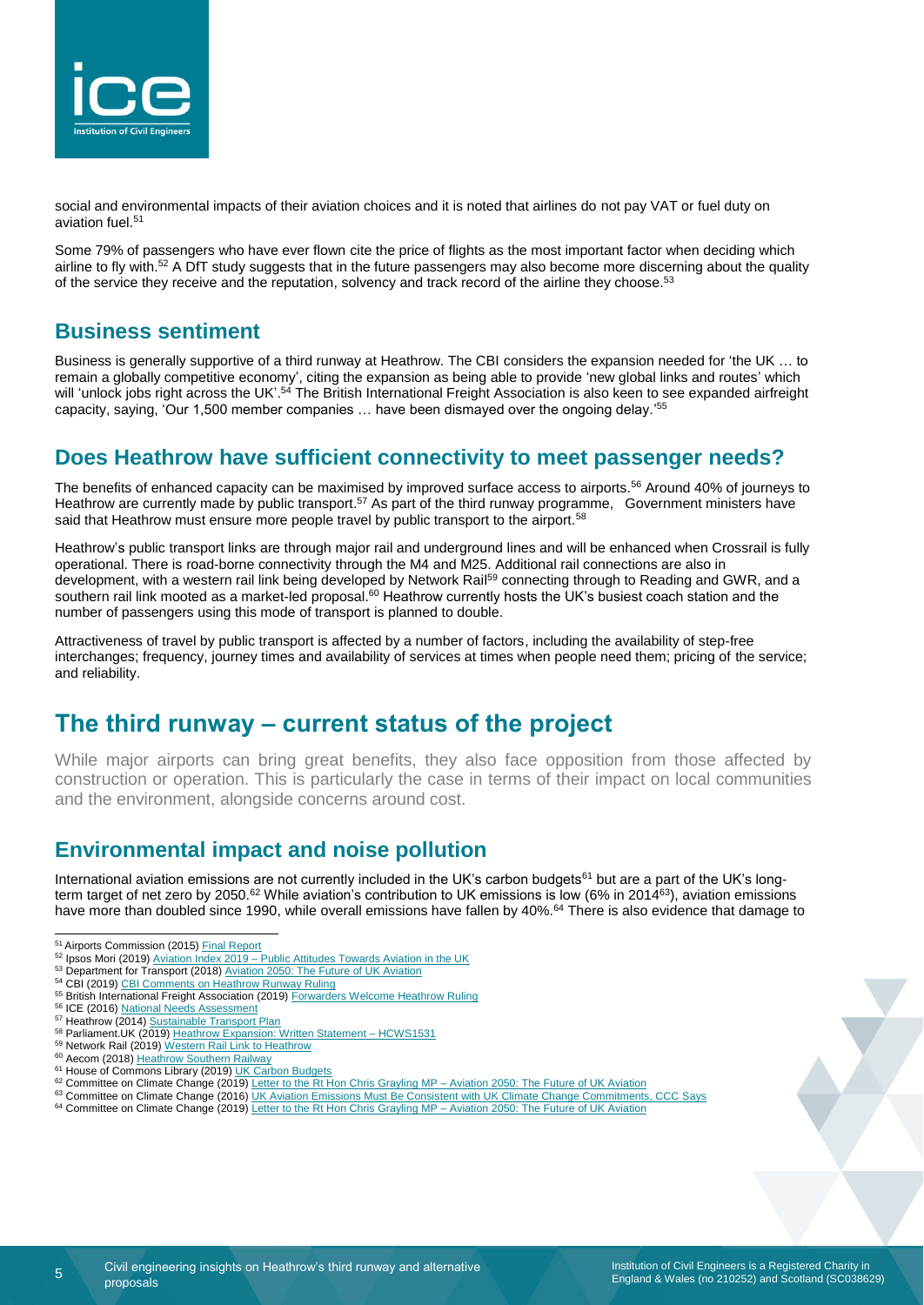social and environmental impacts of their aviation choices and it is noted that airlines do not pay VAT or fuel duty on aviation fuel.[51]

Some 79% of passengers who have ever flown cite the price of flights as the most important factor when deciding which airline to fly with.[52] A DfT study suggests that in the future passengers may also become more discerning about the quality of the service they receive and the reputation, solvency and track record of the airline they choose.[53]

## Business sentiment

Business is generally supportive of a third runway at Heathrow. The CBI considers the expansion needed for 'the UK … to remain a globally competitive economy', citing the expansion as being able to provide 'new global links and routes' which will 'unlock jobs right across the UK'.[54] The British International Freight Association is also keen to see expanded airfreight capacity, saying, 'Our 1,500 member companies … have been dismayed over the ongoing delay.'[55]

## Does Heathrow have sufficient connectivity to meet passenger needs?

The benefits of enhanced capacity can be maximised by improved surface access to airports.[56] Around 40% of journeys to Heathrow are currently made by public transport.[57] As part of the third runway programme, Government ministers have said that Heathrow must ensure more people travel by public transport to the airport.[58]

Heathrow's public transport links are through major rail and underground lines and will be enhanced when Crossrail is fully operational. There is road-borne connectivity through the M4 and M25. Additional rail connections are also in development, with a western rail link being developed by Network Rail[59] connecting through to Reading and GWR, and a southern rail link mooted as a market-led proposal.[60] Heathrow currently hosts the UK's busiest coach station and the number of passengers using this mode of transport is planned to double.

Attractiveness of travel by public transport is affected by a number of factors, including the availability of step-free interchanges; frequency, journey times and availability of services at times when people need them; pricing of the service; and reliability.

# The third runway – current status of the project

While major airports can bring great benefits, they also face opposition from those affected by construction or operation. This is particularly the case in terms of their impact on local communities and the environment, alongside concerns around cost.

## Environmental impact and noise pollution

International aviation emissions are not currently included in the UK's carbon budgets[61] but are a part of the UK's long-term target of net zero by 2050.[62] While aviation's contribution to UK emissions is low (6% in 2014[63]), aviation emissions have more than doubled since 1990, while overall emissions have fallen by 40%.[64] There is also evidence that damage to

---

[51] Airports Commission (2015) Final Report
[52] Ipsos Mori (2019) Aviation Index 2019 – Public Attitudes Towards Aviation in the UK
[53] Department for Transport (2018) Aviation 2050: The Future of UK Aviation
[54] CBI (2019) CBI Comments on Heathrow Runway Ruling
[55] British International Freight Association (2019) Forwarders Welcome Heathrow Ruling
[56] ICE (2016) National Needs Assessment
[57] Heathrow (2014) Sustainable Transport Plan
[58] Parliament.UK (2019) Heathrow Expansion: Written Statement – HCWS1531
[59] Network Rail (2019) Western Rail Link to Heathrow
[60] Aecom (2018) Heathrow Southern Railway
[61] House of Commons Library (2019) UK Carbon Budgets
[62] Committee on Climate Change (2019) Letter to the Rt Hon Chris Grayling MP – Aviation 2050: The Future of UK Aviation
[63] Committee on Climate Change (2016) UK Aviation Emissions Must Be Consistent with UK Climate Change Commitments, CCC Says
[64] Committee on Climate Change (2019) Letter to the Rt Hon Chris Grayling MP – Aviation 2050: The Future of UK Aviation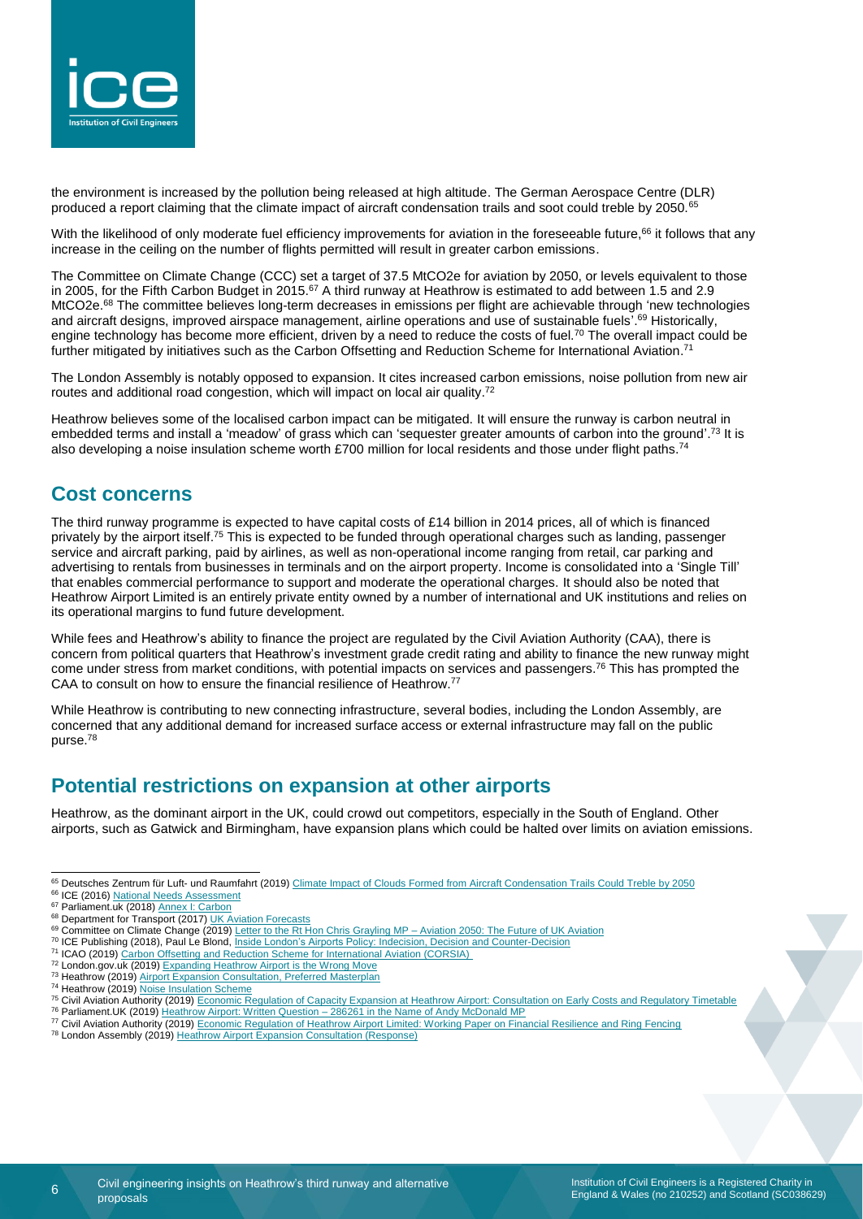the environment is increased by the pollution being released at high altitude. The German Aerospace Centre (DLR) produced a report claiming that the climate impact of aircraft condensation trails and soot could treble by 2050.[65]

With the likelihood of only moderate fuel efficiency improvements for aviation in the foreseeable future,[66] it follows that any increase in the ceiling on the number of flights permitted will result in greater carbon emissions.

The Committee on Climate Change (CCC) set a target of 37.5 MtCO2e for aviation by 2050, or levels equivalent to those in 2005, for the Fifth Carbon Budget in 2015.[67] A third runway at Heathrow is estimated to add between 1.5 and 2.9 MtCO2e.[68] The committee believes long-term decreases in emissions per flight are achievable through 'new technologies and aircraft designs, improved airspace management, airline operations and use of sustainable fuels'.[69] Historically, engine technology has become more efficient, driven by a need to reduce the costs of fuel.[70] The overall impact could be further mitigated by initiatives such as the Carbon Offsetting and Reduction Scheme for International Aviation.[71]

The London Assembly is notably opposed to expansion. It cites increased carbon emissions, noise pollution from new air routes and additional road congestion, which will impact on local air quality.[72]

Heathrow believes some of the localised carbon impact can be mitigated. It will ensure the runway is carbon neutral in embedded terms and install a 'meadow' of grass which can 'sequester greater amounts of carbon into the ground'.[73] It is also developing a noise insulation scheme worth £700 million for local residents and those under flight paths.[74]

## Cost concerns

The third runway programme is expected to have capital costs of £14 billion in 2014 prices, all of which is financed privately by the airport itself.[75] This is expected to be funded through operational charges such as landing, passenger service and aircraft parking, paid by airlines, as well as non-operational income ranging from retail, car parking and advertising to rentals from businesses in terminals and on the airport property. Income is consolidated into a 'Single Till' that enables commercial performance to support and moderate the operational charges. It should also be noted that Heathrow Airport Limited is an entirely private entity owned by a number of international and UK institutions and relies on its operational margins to fund future development.

While fees and Heathrow's ability to finance the project are regulated by the Civil Aviation Authority (CAA), there is concern from political quarters that Heathrow's investment grade credit rating and ability to finance the new runway might come under stress from market conditions, with potential impacts on services and passengers.[76] This has prompted the CAA to consult on how to ensure the financial resilience of Heathrow.[77]

While Heathrow is contributing to new connecting infrastructure, several bodies, including the London Assembly, are concerned that any additional demand for increased surface access or external infrastructure may fall on the public purse.[78]

## Potential restrictions on expansion at other airports

Heathrow, as the dominant airport in the UK, could crowd out competitors, especially in the South of England. Other airports, such as Gatwick and Birmingham, have expansion plans which could be halted over limits on aviation emissions.

---

[65] Deutsches Zentrum für Luft- und Raumfahrt (2019) Climate Impact of Clouds Formed from Aircraft Condensation Trails Could Treble by 2050
[66] ICE (2016) National Needs Assessment
[67] Parliament.uk (2018) Annex I: Carbon
[68] Department for Transport (2017) UK Aviation Forecasts
[69] Committee on Climate Change (2019) Letter to the Rt Hon Chris Grayling MP – Aviation 2050: The Future of UK Aviation
[70] ICE Publishing (2018), Paul Le Blond, Inside London's Airports Policy: Indecision, Decision and Counter-Decision
[71] ICAO (2019) Carbon Offsetting and Reduction Scheme for International Aviation (CORSIA)
[72] London.gov.uk (2019) Expanding Heathrow Airport is the Wrong Move
[73] Heathrow (2019) Airport Expansion Consultation, Preferred Masterplan
[74] Heathrow (2019) Noise Insulation Scheme
[75] Civil Aviation Authority (2019) Economic Regulation of Capacity Expansion at Heathrow Airport: Consultation on Early Costs and Regulatory Timetable
[76] Parliament.UK (2019) Heathrow Airport: Written Question – 286261 in the Name of Andy McDonald MP
[77] Civil Aviation Authority (2019) Economic Regulation of Heathrow Airport Limited: Working Paper on Financial Resilience and Ring Fencing
[78] London Assembly (2019) Heathrow Airport Expansion Consultation (Response)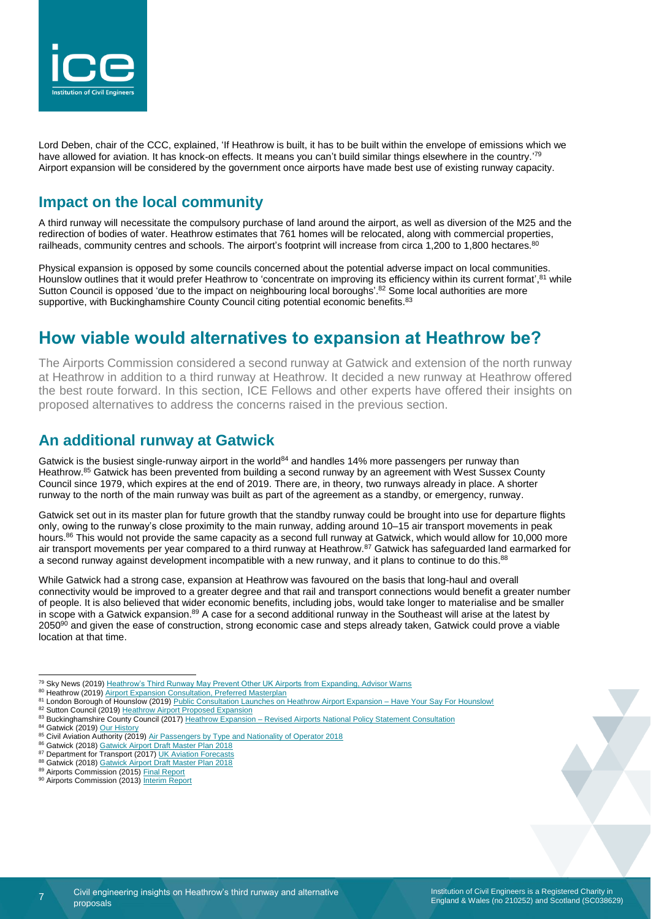Lord Deben, chair of the CCC, explained, 'If Heathrow is built, it has to be built within the envelope of emissions which we have allowed for aviation. It has knock-on effects. It means you can't build similar things elsewhere in the country.'[79] Airport expansion will be considered by the government once airports have made best use of existing runway capacity.

## Impact on the local community

A third runway will necessitate the compulsory purchase of land around the airport, as well as diversion of the M25 and the redirection of bodies of water. Heathrow estimates that 761 homes will be relocated, along with commercial properties, railheads, community centres and schools. The airport's footprint will increase from circa 1,200 to 1,800 hectares.[80]

Physical expansion is opposed by some councils concerned about the potential adverse impact on local communities. Hounslow outlines that it would prefer Heathrow to 'concentrate on improving its efficiency within its current format',[81] while Sutton Council is opposed 'due to the impact on neighbouring local boroughs'.[82] Some local authorities are more supportive, with Buckinghamshire County Council citing potential economic benefits.[83]

# How viable would alternatives to expansion at Heathrow be?

The Airports Commission considered a second runway at Gatwick and extension of the north runway at Heathrow in addition to a third runway at Heathrow. It decided a new runway at Heathrow offered the best route forward. In this section, ICE Fellows and other experts have offered their insights on proposed alternatives to address the concerns raised in the previous section.

## An additional runway at Gatwick

Gatwick is the busiest single-runway airport in the world[84] and handles 14% more passengers per runway than Heathrow.[85] Gatwick has been prevented from building a second runway by an agreement with West Sussex County Council since 1979, which expires at the end of 2019. There are, in theory, two runways already in place. A shorter runway to the north of the main runway was built as part of the agreement as a standby, or emergency, runway.

Gatwick set out in its master plan for future growth that the standby runway could be brought into use for departure flights only, owing to the runway's close proximity to the main runway, adding around 10–15 air transport movements in peak hours.[86] This would not provide the same capacity as a second full runway at Gatwick, which would allow for 10,000 more air transport movements per year compared to a third runway at Heathrow.[87] Gatwick has safeguarded land earmarked for a second runway against development incompatible with a new runway, and it plans to continue to do this.[88]

While Gatwick had a strong case, expansion at Heathrow was favoured on the basis that long-haul and overall connectivity would be improved to a greater degree and that rail and transport connections would benefit a greater number of people. It is also believed that wider economic benefits, including jobs, would take longer to materialise and be smaller in scope with a Gatwick expansion.[89] A case for a second additional runway in the Southeast will arise at the latest by 2050[90] and given the ease of construction, strong economic case and steps already taken, Gatwick could prove a viable location at that time.

---

[79] Sky News (2019) Heathrow's Third Runway May Prevent Other UK Airports from Expanding, Advisor Warns
[80] Heathrow (2019) Airport Expansion Consultation, Preferred Masterplan
[81] London Borough of Hounslow (2019) Public Consultation Launches on Heathrow Airport Expansion – Have Your Say For Hounslow!
[82] Sutton Council (2019) Heathrow Airport Proposed Expansion
[83] Buckinghamshire County Council (2017) Heathrow Expansion – Revised Airports National Policy Statement Consultation
[84] Gatwick (2019) Our History
[85] Civil Aviation Authority (2019) Air Passengers by Type and Nationality of Operator 2018
[86] Gatwick (2018) Gatwick Airport Draft Master Plan 2018
[87] Department for Transport (2017) UK Aviation Forecasts
[88] Gatwick (2018) Gatwick Airport Draft Master Plan 2018
[89] Airports Commission (2015) Final Report
[90] Airports Commission (2013) Interim Report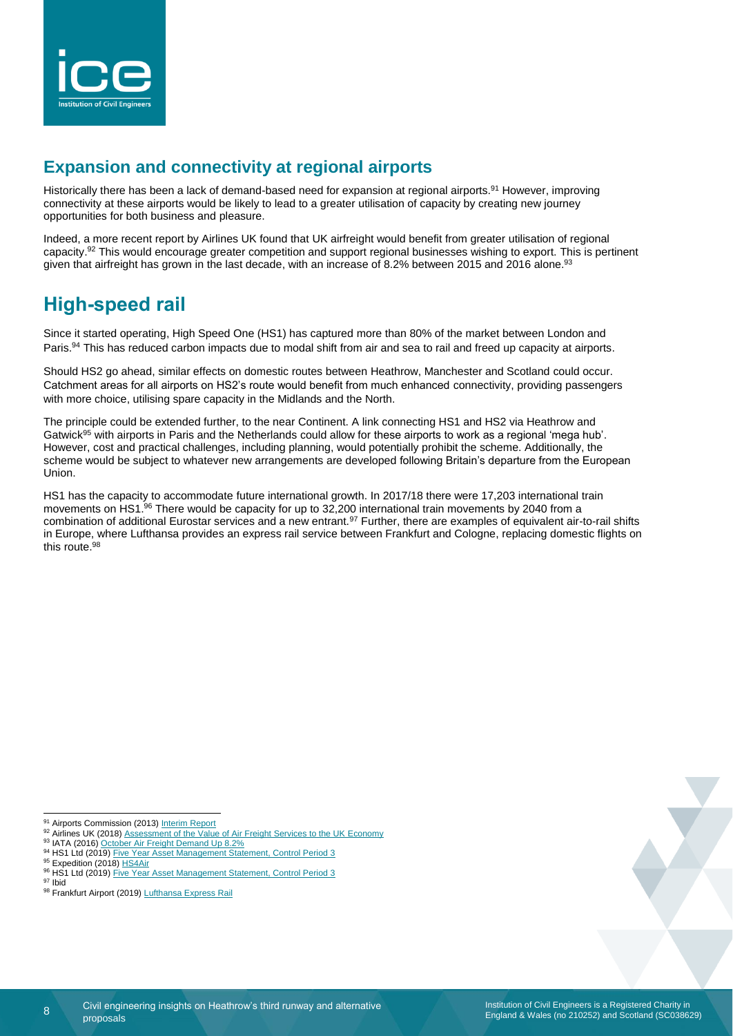## Expansion and connectivity at regional airports

Historically there has been a lack of demand-based need for expansion at regional airports.[91] However, improving connectivity at these airports would be likely to lead to a greater utilisation of capacity by creating new journey opportunities for both business and pleasure.

Indeed, a more recent report by Airlines UK found that UK airfreight would benefit from greater utilisation of regional capacity.[92] This would encourage greater competition and support regional businesses wishing to export. This is pertinent given that airfreight has grown in the last decade, with an increase of 8.2% between 2015 and 2016 alone.[93]

# High-speed rail

Since it started operating, High Speed One (HS1) has captured more than 80% of the market between London and Paris.[94] This has reduced carbon impacts due to modal shift from air and sea to rail and freed up capacity at airports.

Should HS2 go ahead, similar effects on domestic routes between Heathrow, Manchester and Scotland could occur. Catchment areas for all airports on HS2's route would benefit from much enhanced connectivity, providing passengers with more choice, utilising spare capacity in the Midlands and the North.

The principle could be extended further, to the near Continent. A link connecting HS1 and HS2 via Heathrow and Gatwick[95] with airports in Paris and the Netherlands could allow for these airports to work as a regional 'mega hub'. However, cost and practical challenges, including planning, would potentially prohibit the scheme. Additionally, the scheme would be subject to whatever new arrangements are developed following Britain's departure from the European Union.

HS1 has the capacity to accommodate future international growth. In 2017/18 there were 17,203 international train movements on HS1.[96] There would be capacity for up to 32,200 international train movements by 2040 from a combination of additional Eurostar services and a new entrant.[97] Further, there are examples of equivalent air-to-rail shifts in Europe, where Lufthansa provides an express rail service between Frankfurt and Cologne, replacing domestic flights on this route.[98]

---

[91] Airports Commission (2013) Interim Report
[92] Airlines UK (2018) Assessment of the Value of Air Freight Services to the UK Economy
[93] IATA (2016) October Air Freight Demand Up 8.2%
[94] HS1 Ltd (2019) Five Year Asset Management Statement, Control Period 3
[95] Expedition (2018) HS4Air
[96] HS1 Ltd (2019) Five Year Asset Management Statement, Control Period 3
[97] Ibid
[98] Frankfurt Airport (2019) Lufthansa Express Rail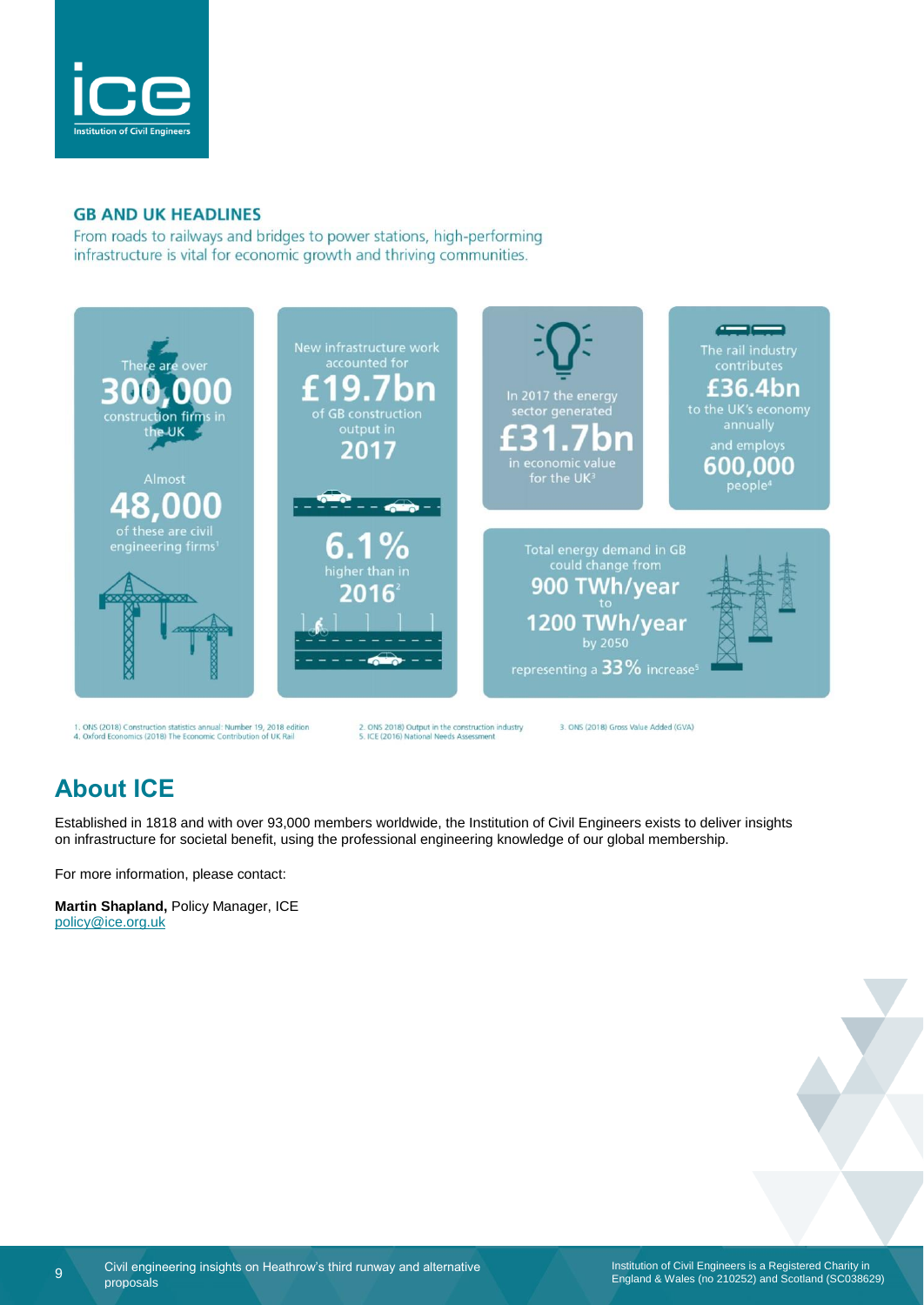## GB AND UK HEADLINES

From roads to railways and bridges to power stations, high-performing infrastructure is vital for economic growth and thriving communities.

There are over **300,000** construction firms in the UK

Almost **48,000** of these are civil engineering firms[1]

New infrastructure work accounted for **£19.7bn** of GB construction output in **2017**

**6.1%** higher than in **2016**[2]

In 2017 the energy sector generated **£31.7bn** in economic value for the UK[3]

The rail industry contributes **£36.4bn** to the UK's economy annually and employs **600,000** people[4]

Total energy demand in GB could change from **900 TWh/year** to **1200 TWh/year** by 2050 representing a **33%** increase[5]

1. ONS (2018) Construction statistics annual: Number 19, 2018 edition
2. ONS 2018) Output in the construction industry
3. ONS (2018) Gross Value Added (GVA)
4. Oxford Economics (2018) The Economic Contribution of UK Rail
5. ICE (2016) National Needs Assessment

## About ICE

Established in 1818 and with over 93,000 members worldwide, the Institution of Civil Engineers exists to deliver insights on infrastructure for societal benefit, using the professional engineering knowledge of our global membership.

For more information, please contact:

**Martin Shapland,** Policy Manager, ICE
policy@ice.org.uk